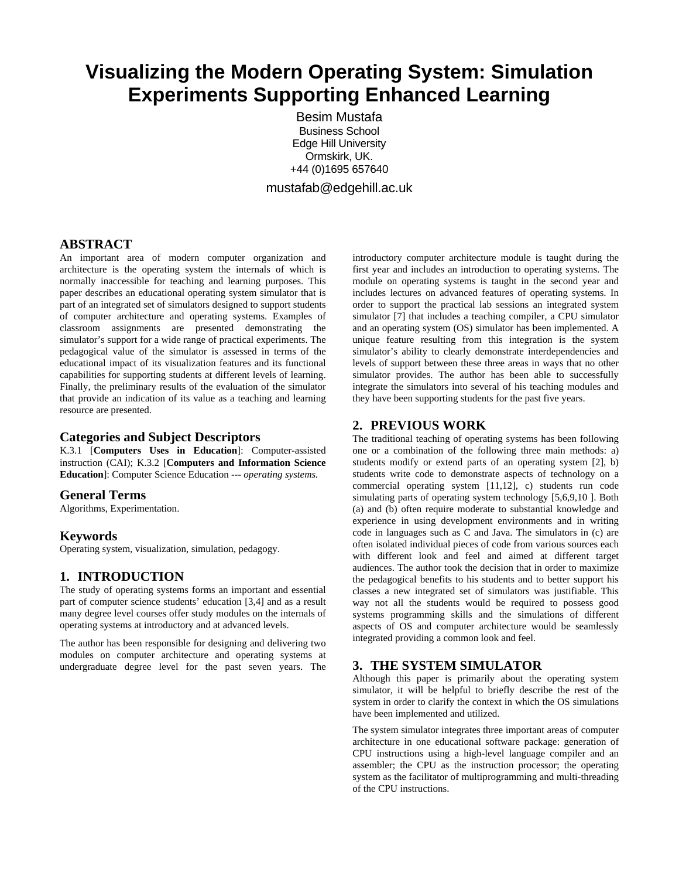# Visualizing the Modern Operating System: Simulation Experiments Supporting Enhanced Learning

Besim Mustafa
Business School
Edge Hill University
Ormskirk, UK.
+44 (0)1695 657640

mustafab@edgehill.ac.uk

## ABSTRACT

An important area of modern computer organization and architecture is the operating system the internals of which is normally inaccessible for teaching and learning purposes. This paper describes an educational operating system simulator that is part of an integrated set of simulators designed to support students of computer architecture and operating systems. Examples of classroom assignments are presented demonstrating the simulator's support for a wide range of practical experiments. The pedagogical value of the simulator is assessed in terms of the educational impact of its visualization features and its functional capabilities for supporting students at different levels of learning. Finally, the preliminary results of the evaluation of the simulator that provide an indication of its value as a teaching and learning resource are presented.

## Categories and Subject Descriptors

K.3.1 [**Computers Uses in Education**]: Computer-assisted instruction (CAI); K.3.2 [**Computers and Information Science Education**]: Computer Science Education --- *operating systems.*

## General Terms

Algorithms, Experimentation.

## Keywords

Operating system, visualization, simulation, pedagogy.

## 1. INTRODUCTION

The study of operating systems forms an important and essential part of computer science students' education [3,4] and as a result many degree level courses offer study modules on the internals of operating systems at introductory and at advanced levels.

The author has been responsible for designing and delivering two modules on computer architecture and operating systems at undergraduate degree level for the past seven years. The introductory computer architecture module is taught during the first year and includes an introduction to operating systems. The module on operating systems is taught in the second year and includes lectures on advanced features of operating systems. In order to support the practical lab sessions an integrated system simulator [7] that includes a teaching compiler, a CPU simulator and an operating system (OS) simulator has been implemented. A unique feature resulting from this integration is the system simulator's ability to clearly demonstrate interdependencies and levels of support between these three areas in ways that no other simulator provides. The author has been able to successfully integrate the simulators into several of his teaching modules and they have been supporting students for the past five years.

## 2. PREVIOUS WORK

The traditional teaching of operating systems has been following one or a combination of the following three main methods: a) students modify or extend parts of an operating system [2], b) students write code to demonstrate aspects of technology on a commercial operating system [11,12], c) students run code simulating parts of operating system technology [5,6,9,10 ]. Both (a) and (b) often require moderate to substantial knowledge and experience in using development environments and in writing code in languages such as C and Java. The simulators in (c) are often isolated individual pieces of code from various sources each with different look and feel and aimed at different target audiences. The author took the decision that in order to maximize the pedagogical benefits to his students and to better support his classes a new integrated set of simulators was justifiable. This way not all the students would be required to possess good systems programming skills and the simulations of different aspects of OS and computer architecture would be seamlessly integrated providing a common look and feel.

## 3. THE SYSTEM SIMULATOR

Although this paper is primarily about the operating system simulator, it will be helpful to briefly describe the rest of the system in order to clarify the context in which the OS simulations have been implemented and utilized.

The system simulator integrates three important areas of computer architecture in one educational software package: generation of CPU instructions using a high-level language compiler and an assembler; the CPU as the instruction processor; the operating system as the facilitator of multiprogramming and multi-threading of the CPU instructions.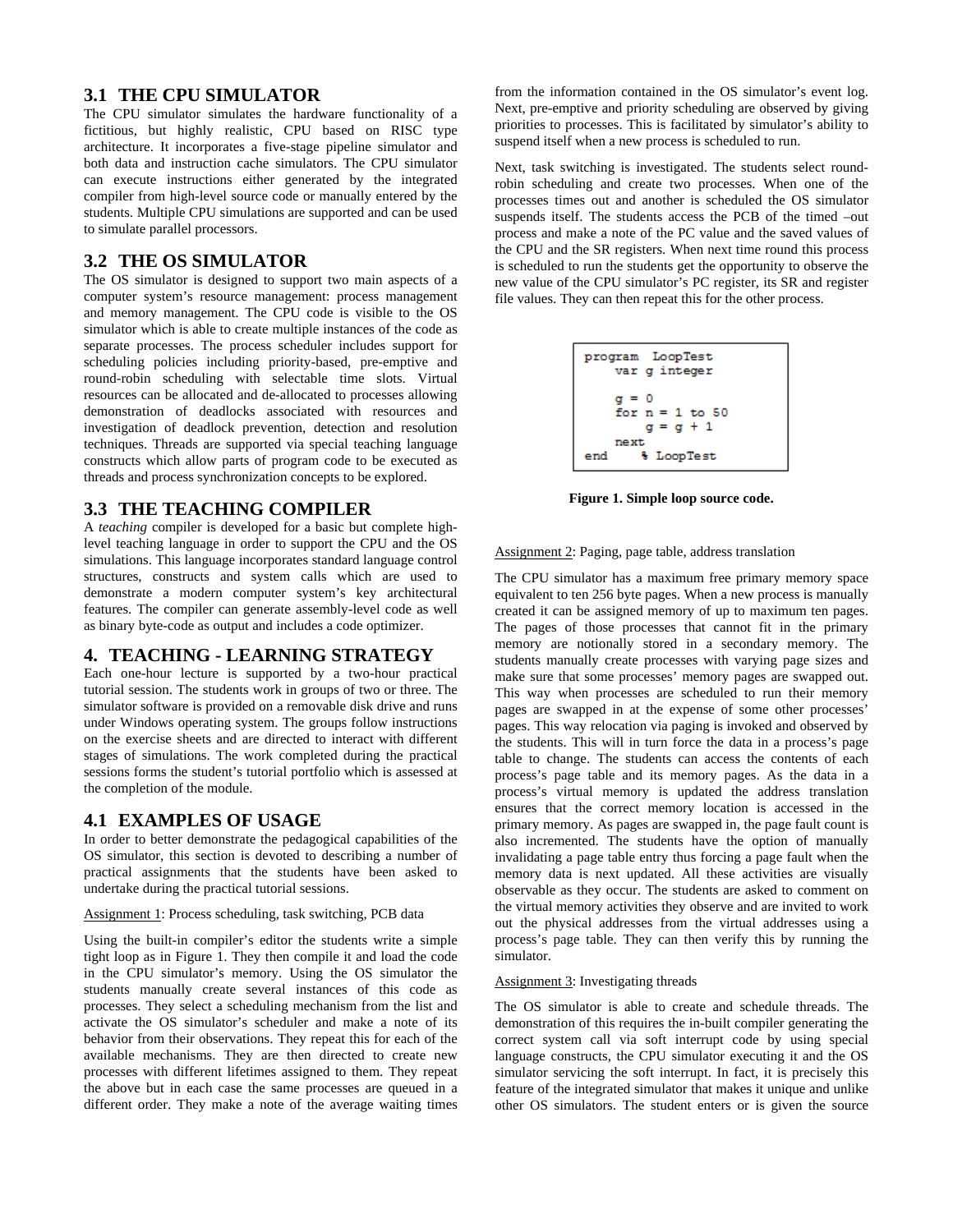### 3.1 THE CPU SIMULATOR

The CPU simulator simulates the hardware functionality of a fictitious, but highly realistic, CPU based on RISC type architecture. It incorporates a five-stage pipeline simulator and both data and instruction cache simulators. The CPU simulator can execute instructions either generated by the integrated compiler from high-level source code or manually entered by the students. Multiple CPU simulations are supported and can be used to simulate parallel processors.

### 3.2 THE OS SIMULATOR

The OS simulator is designed to support two main aspects of a computer system's resource management: process management and memory management. The CPU code is visible to the OS simulator which is able to create multiple instances of the code as separate processes. The process scheduler includes support for scheduling policies including priority-based, pre-emptive and round-robin scheduling with selectable time slots. Virtual resources can be allocated and de-allocated to processes allowing demonstration of deadlocks associated with resources and investigation of deadlock prevention, detection and resolution techniques. Threads are supported via special teaching language constructs which allow parts of program code to be executed as threads and process synchronization concepts to be explored.

### 3.3 THE TEACHING COMPILER

A *teaching* compiler is developed for a basic but complete high-level teaching language in order to support the CPU and the OS simulations. This language incorporates standard language control structures, constructs and system calls which are used to demonstrate a modern computer system's key architectural features. The compiler can generate assembly-level code as well as binary byte-code as output and includes a code optimizer.

## 4. TEACHING - LEARNING STRATEGY

Each one-hour lecture is supported by a two-hour practical tutorial session. The students work in groups of two or three. The simulator software is provided on a removable disk drive and runs under Windows operating system. The groups follow instructions on the exercise sheets and are directed to interact with different stages of simulations. The work completed during the practical sessions forms the student's tutorial portfolio which is assessed at the completion of the module.

### 4.1 EXAMPLES OF USAGE

In order to better demonstrate the pedagogical capabilities of the OS simulator, this section is devoted to describing a number of practical assignments that the students have been asked to undertake during the practical tutorial sessions.

Assignment 1: Process scheduling, task switching, PCB data

Using the built-in compiler's editor the students write a simple tight loop as in Figure 1. They then compile it and load the code in the CPU simulator's memory. Using the OS simulator the students manually create several instances of this code as processes. They select a scheduling mechanism from the list and activate the OS simulator's scheduler and make a note of its behavior from their observations. They repeat this for each of the available mechanisms. They are then directed to create new processes with different lifetimes assigned to them. They repeat the above but in each case the same processes are queued in a different order. They make a note of the average waiting times from the information contained in the OS simulator's event log. Next, pre-emptive and priority scheduling are observed by giving priorities to processes. This is facilitated by simulator's ability to suspend itself when a new process is scheduled to run.

Next, task switching is investigated. The students select round-robin scheduling and create two processes. When one of the processes times out and another is scheduled the OS simulator suspends itself. The students access the PCB of the timed –out process and make a note of the PC value and the saved values of the CPU and the SR registers. When next time round this process is scheduled to run the students get the opportunity to observe the new value of the CPU simulator's PC register, its SR and register file values. They can then repeat this for the other process.

```
program  LoopTest
    var g integer

    g = 0
    for n = 1 to 50
        g = g + 1
    next
end    % LoopTest
```

**Figure 1. Simple loop source code.**

Assignment 2: Paging, page table, address translation

The CPU simulator has a maximum free primary memory space equivalent to ten 256 byte pages. When a new process is manually created it can be assigned memory of up to maximum ten pages. The pages of those processes that cannot fit in the primary memory are notionally stored in a secondary memory. The students manually create processes with varying page sizes and make sure that some processes' memory pages are swapped out. This way when processes are scheduled to run their memory pages are swapped in at the expense of some other processes' pages. This way relocation via paging is invoked and observed by the students. This will in turn force the data in a process's page table to change. The students can access the contents of each process's page table and its memory pages. As the data in a process's virtual memory is updated the address translation ensures that the correct memory location is accessed in the primary memory. As pages are swapped in, the page fault count is also incremented. The students have the option of manually invalidating a page table entry thus forcing a page fault when the memory data is next updated. All these activities are visually observable as they occur. The students are asked to comment on the virtual memory activities they observe and are invited to work out the physical addresses from the virtual addresses using a process's page table. They can then verify this by running the simulator.

Assignment 3: Investigating threads

The OS simulator is able to create and schedule threads. The demonstration of this requires the in-built compiler generating the correct system call via soft interrupt code by using special language constructs, the CPU simulator executing it and the OS simulator servicing the soft interrupt. In fact, it is precisely this feature of the integrated simulator that makes it unique and unlike other OS simulators. The student enters or is given the source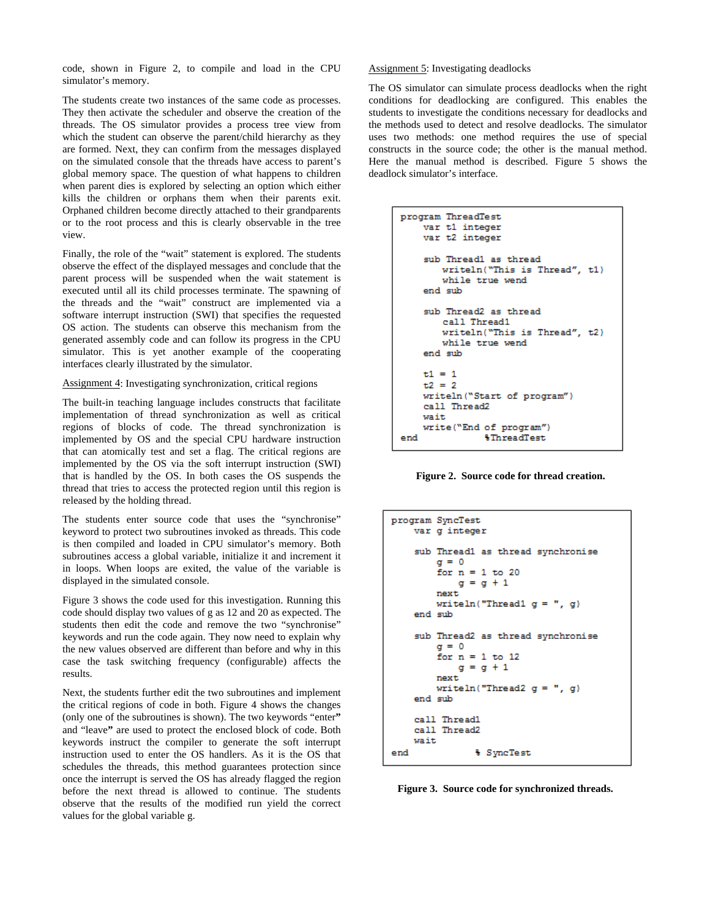code, shown in Figure 2, to compile and load in the CPU simulator's memory.

The students create two instances of the same code as processes. They then activate the scheduler and observe the creation of the threads. The OS simulator provides a process tree view from which the student can observe the parent/child hierarchy as they are formed. Next, they can confirm from the messages displayed on the simulated console that the threads have access to parent's global memory space. The question of what happens to children when parent dies is explored by selecting an option which either kills the children or orphans them when their parents exit. Orphaned children become directly attached to their grandparents or to the root process and this is clearly observable in the tree view.

Finally, the role of the "wait" statement is explored. The students observe the effect of the displayed messages and conclude that the parent process will be suspended when the wait statement is executed until all its child processes terminate. The spawning of the threads and the "wait" construct are implemented via a software interrupt instruction (SWI) that specifies the requested OS action. The students can observe this mechanism from the generated assembly code and can follow its progress in the CPU simulator. This is yet another example of the cooperating interfaces clearly illustrated by the simulator.

Assignment 4: Investigating synchronization, critical regions

The built-in teaching language includes constructs that facilitate implementation of thread synchronization as well as critical regions of blocks of code. The thread synchronization is implemented by OS and the special CPU hardware instruction that can atomically test and set a flag. The critical regions are implemented by the OS via the soft interrupt instruction (SWI) that is handled by the OS. In both cases the OS suspends the thread that tries to access the protected region until this region is released by the holding thread.

The students enter source code that uses the "synchronise" keyword to protect two subroutines invoked as threads. This code is then compiled and loaded in CPU simulator's memory. Both subroutines access a global variable, initialize it and increment it in loops. When loops are exited, the value of the variable is displayed in the simulated console.

Figure 3 shows the code used for this investigation. Running this code should display two values of g as 12 and 20 as expected. The students then edit the code and remove the two "synchronise" keywords and run the code again. They now need to explain why the new values observed are different than before and why in this case the task switching frequency (configurable) affects the results.

Next, the students further edit the two subroutines and implement the critical regions of code in both. Figure 4 shows the changes (only one of the subroutines is shown). The two keywords "enter" and "leave" are used to protect the enclosed block of code. Both keywords instruct the compiler to generate the soft interrupt instruction used to enter the OS handlers. As it is the OS that schedules the threads, this method guarantees protection since once the interrupt is served the OS has already flagged the region before the next thread is allowed to continue. The students observe that the results of the modified run yield the correct values for the global variable g.

Assignment 5: Investigating deadlocks

The OS simulator can simulate process deadlocks when the right conditions for deadlocking are configured. This enables the students to investigate the conditions necessary for deadlocks and the methods used to detect and resolve deadlocks. The simulator uses two methods: one method requires the use of special constructs in the source code; the other is the manual method. Here the manual method is described. Figure 5 shows the deadlock simulator's interface.

```
program ThreadTest
    var t1 integer
    var t2 integer

    sub Thread1 as thread
        writeln("This is Thread", t1)
        while true wend
    end sub

    sub Thread2 as thread
        call Thread1
        writeln("This is Thread", t2)
        while true wend
    end sub

    t1 = 1
    t2 = 2
    writeln("Start of program")
    call Thread2
    wait
    write("End of program")
end             %ThreadTest
```

**Figure 2. Source code for thread creation.**

```
program SyncTest
    var g integer

    sub Thread1 as thread synchronise
        g = 0
        for n = 1 to 20
            g = g + 1
        next
        writeln("Thread1 g = ", g)
    end sub

    sub Thread2 as thread synchronise
        g = 0
        for n = 1 to 12
            g = g + 1
        next
        writeln("Thread2 g = ", g)
    end sub

    call Thread1
    call Thread2
    wait
end             % SyncTest
```

**Figure 3. Source code for synchronized threads.**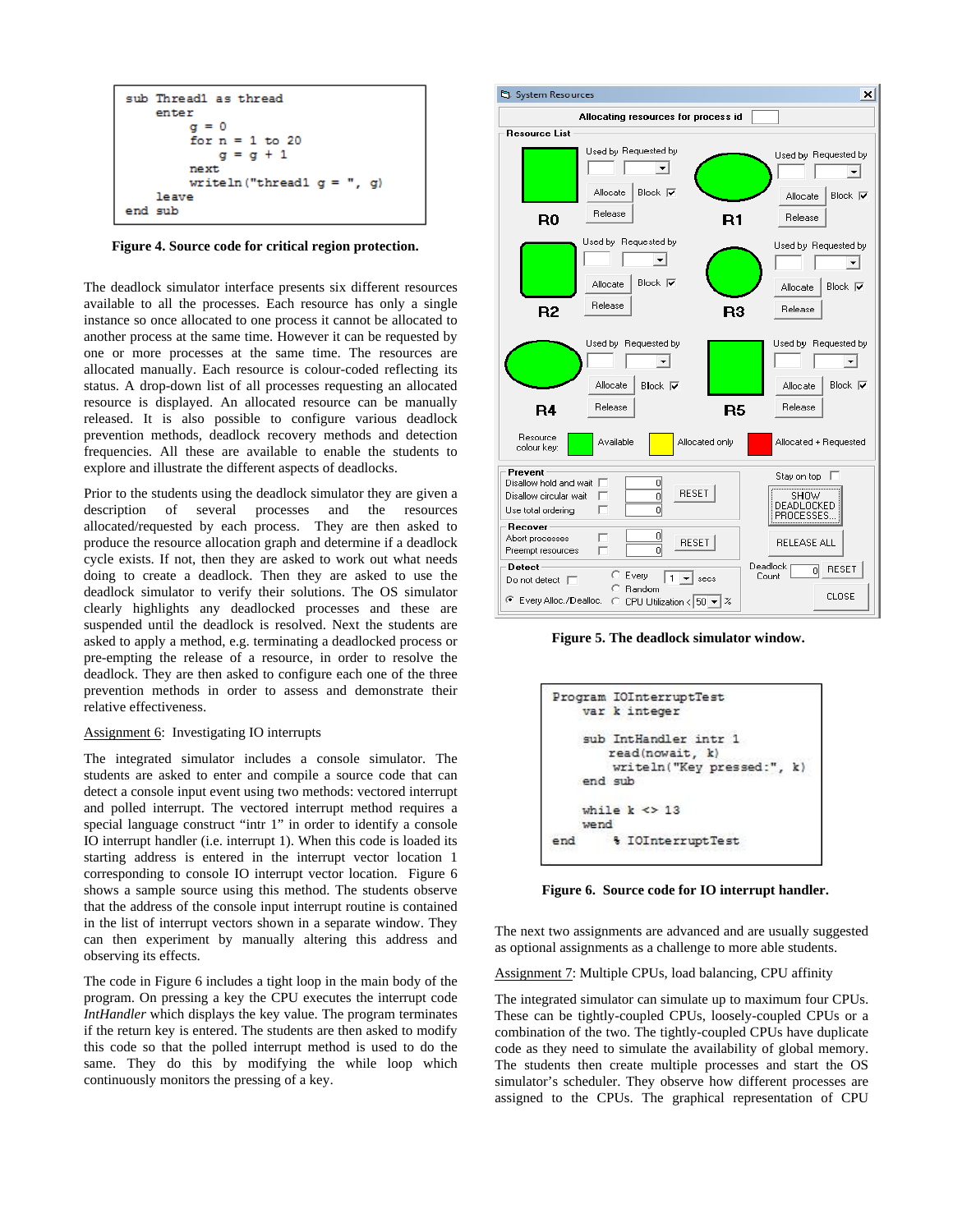```
sub Thread1 as thread
    enter
        g = 0
        for n = 1 to 20
            g = g + 1
        next
        writeln("thread1 g = ", g)
    leave
end sub
```

**Figure 4. Source code for critical region protection.**

The deadlock simulator interface presents six different resources available to all the processes. Each resource has only a single instance so once allocated to one process it cannot be allocated to another process at the same time. However it can be requested by one or more processes at the same time. The resources are allocated manually. Each resource is colour-coded reflecting its status. A drop-down list of all processes requesting an allocated resource is displayed. An allocated resource can be manually released. It is also possible to configure various deadlock prevention methods, deadlock recovery methods and detection frequencies. All these are available to enable the students to explore and illustrate the different aspects of deadlocks.

Prior to the students using the deadlock simulator they are given a description of several resources and the resources allocated/requested by each process. They are then asked to produce the resource allocation graph and determine if a deadlock cycle exists. If not, then they are asked to work out what needs doing to create a deadlock. Then they are asked to use the deadlock simulator to verify their solutions. The OS simulator clearly highlights any deadlocked processes and these are suspended until the deadlock is resolved. Next the students are asked to apply a method, e.g. terminating a deadlocked process or pre-empting the release of a resource, in order to resolve the deadlock. They are then asked to configure each one of the three prevention methods in order to assess and demonstrate their relative effectiveness.

Assignment 6: Investigating IO interrupts

The integrated simulator includes a console simulator. The students are asked to enter and compile a source code that can detect a console input event using two methods: vectored interrupt and polled interrupt. The vectored interrupt method requires a special language construct "intr 1" in order to identify a console IO interrupt handler (i.e. interrupt 1). When this code is loaded its starting address is entered in the interrupt vector location 1 corresponding to console IO interrupt vector location. Figure 6 shows a sample source using this method. The students observe that the address of the console input interrupt routine is contained in the list of interrupt vectors shown in a separate window. They can then experiment by manually altering this address and observing its effects.

The code in Figure 6 includes a tight loop in the main body of the program. On pressing a key the CPU executes the interrupt code *IntHandler* which displays the key value. The program terminates if the return key is entered. The students are then asked to modify this code so that the polled interrupt method is used to do the same. They do this by modifying the while loop which continuously monitors the pressing of a key.

System Resources

Allocating resources for process id

Resource List

R0 — Used by, Requested by, Allocate, Block, Release
R1 — Used by, Requested by, Allocate, Block, Release
R2 — Used by, Requested by, Allocate, Block, Release
R3 — Used by, Requested by, Allocate, Block, Release
R4 — Used by, Requested by, Allocate, Block, Release
R5 — Used by, Requested by, Allocate, Block, Release

Resource colour key: Available, Allocated only, Allocated + Requested

Prevent: Disallow hold and wait 0, Disallow circular wait 0, Use total ordering 0, RESET

Recover: Abort processes 0, Preempt resources 0, RESET

Detect: Do not detect, Every Alloc./Dealloc., Every 1 secs, Random, CPU Utilization < 50 %

Stay on top, SHOW DEADLOCKED PROCESSES, RELEASE ALL, Deadlock Count 0, RESET, CLOSE

**Figure 5. The deadlock simulator window.**

```
Program IOInterruptTest
    var k integer

    sub IntHandler intr 1
        read(nowait, k)
         writeln("Key pressed:", k)
    end sub

    while k <> 13
    wend
end      % IOInterruptTest
```

**Figure 6. Source code for IO interrupt handler.**

The next two assignments are advanced and are usually suggested as optional assignments as a challenge to more able students.

Assignment 7: Multiple CPUs, load balancing, CPU affinity

The integrated simulator can simulate up to maximum four CPUs. These can be tightly-coupled CPUs, loosely-coupled CPUs or a combination of the two. The tightly-coupled CPUs have duplicate code as they need to simulate the availability of global memory. The students then create multiple processes and start the OS simulator's scheduler. They observe how different processes are assigned to the CPUs. The graphical representation of CPU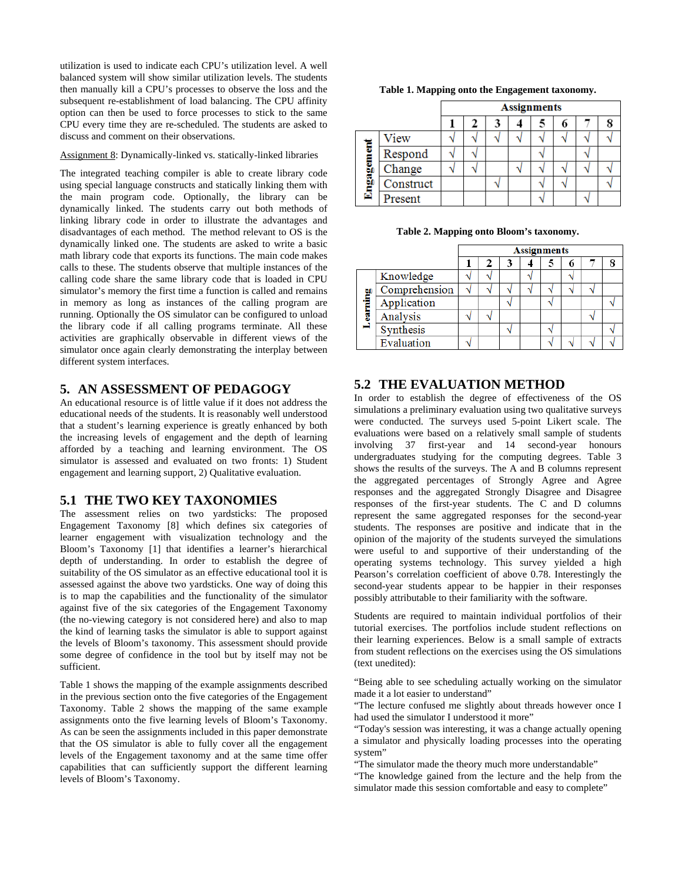utilization is used to indicate each CPU's utilization level. A well balanced system will show similar utilization levels. The students then manually kill a CPU's processes to observe the loss and the subsequent re-establishment of load balancing. The CPU affinity option can then be used to force processes to stick to the same CPU every time they are re-scheduled. The students are asked to discuss and comment on their observations.

Assignment 8: Dynamically-linked vs. statically-linked libraries

The integrated teaching compiler is able to create library code using special language constructs and statically linking them with the main program code. Optionally, the library can be dynamically linked. The students carry out both methods of linking library code in order to illustrate the advantages and disadvantages of each method. The method relevant to OS is the dynamically linked one. The students are asked to write a basic math library code that exports its functions. The main code makes calls to these. The students observe that multiple instances of the calling code share the same library code that is loaded in CPU simulator's memory the first time a function is called and remains in memory as long as instances of the calling program are running. Optionally the OS simulator can be configured to unload the library code if all calling programs terminate. All these activities are graphically observable in different views of the simulator once again clearly demonstrating the interplay between different system interfaces.

## 5. AN ASSESSMENT OF PEDAGOGY

An educational resource is of little value if it does not address the educational needs of the students. It is reasonably well understood that a student's learning experience is greatly enhanced by both the increasing levels of engagement and the depth of learning afforded by a teaching and learning environment. The OS simulator is assessed and evaluated on two fronts: 1) Student engagement and learning support, 2) Qualitative evaluation.

### 5.1 THE TWO KEY TAXONOMIES

The assessment relies on two yardsticks: The proposed Engagement Taxonomy [8] which defines six categories of learner engagement with visualization technology and the Bloom's Taxonomy [1] that identifies a learner's hierarchical depth of understanding. In order to establish the degree of suitability of the OS simulator as an effective educational tool it is assessed against the above two yardsticks. One way of doing this is to map the capabilities and the functionality of the simulator against five of the six categories of the Engagement Taxonomy (the no-viewing category is not considered here) and also to map the kind of learning tasks the simulator is able to support against the levels of Bloom's taxonomy. This assessment should provide some degree of confidence in the tool but by itself may not be sufficient.

Table 1 shows the mapping of the example assignments described in the previous section onto the five categories of the Engagement Taxonomy. Table 2 shows the mapping of the same example assignments onto the five learning levels of Bloom's Taxonomy. As can be seen the assignments included in this paper demonstrate that the OS simulator is able to fully cover all the engagement levels of the Engagement taxonomy and at the same time offer capabilities that can sufficiently support the different learning levels of Bloom's Taxonomy.

**Table 1. Mapping onto the Engagement taxonomy.**

| | | Assignments | | | | | | | |
|---|---|---|---|---|---|---|---|---|---|
| | | 1 | 2 | 3 | 4 | 5 | 6 | 7 | 8 |
| Engagement | View | √ | √ | √ | √ | √ | √ | √ | √ |
| | Respond | √ | √ | | | √ | | √ | |
| | Change | √ | √ | | √ | √ | √ | √ | √ |
| | Construct | | | √ | | √ | √ | | √ |
| | Present | | | | | √ | | √ | |

**Table 2. Mapping onto Bloom's taxonomy.**

| | | Assignments | | | | | | | |
|---|---|---|---|---|---|---|---|---|---|
| | | 1 | 2 | 3 | 4 | 5 | 6 | 7 | 8 |
| Learning | Knowledge | √ | √ | | √ | | √ | | |
| | Comprehension | √ | √ | √ | √ | √ | √ | √ | |
| | Application | | | √ | | √ | | | √ |
| | Analysis | √ | √ | | | | | √ | |
| | Synthesis | | | √ | | √ | | | √ |
| | Evaluation | √ | | | | √ | √ | √ | √ |

### 5.2 THE EVALUATION METHOD

In order to establish the degree of effectiveness of the OS simulations a preliminary evaluation using two qualitative surveys were conducted. The surveys used 5-point Likert scale. The evaluations were based on a relatively small sample of students involving 37 first-year and 14 second-year honours undergraduates studying for the computing degrees. Table 3 shows the results of the surveys. The A and B columns represent the aggregated percentages of Strongly Agree and Agree responses and the aggregated Strongly Disagree and Disagree responses of the first-year students. The C and D columns represent the same aggregated responses for the second-year students. The responses are positive and indicate that in the opinion of the majority of the students surveyed the simulations were useful to and supportive of their understanding of the operating systems technology. This survey yielded a high Pearson's correlation coefficient of above 0.78. Interestingly the second-year students appear to be happier in their responses possibly attributable to their familiarity with the software.

Students are required to maintain individual portfolios of their tutorial exercises. The portfolios include student reflections on their learning experiences. Below is a small sample of extracts from student reflections on the exercises using the OS simulations (text unedited):

"Being able to see scheduling actually working on the simulator made it a lot easier to understand"

"The lecture confused me slightly about threads however once I had used the simulator I understood it more"

"Today's session was interesting, it was a change actually opening a simulator and physically loading processes into the operating system"

"The simulator made the theory much more understandable"

"The knowledge gained from the lecture and the help from the simulator made this session comfortable and easy to complete"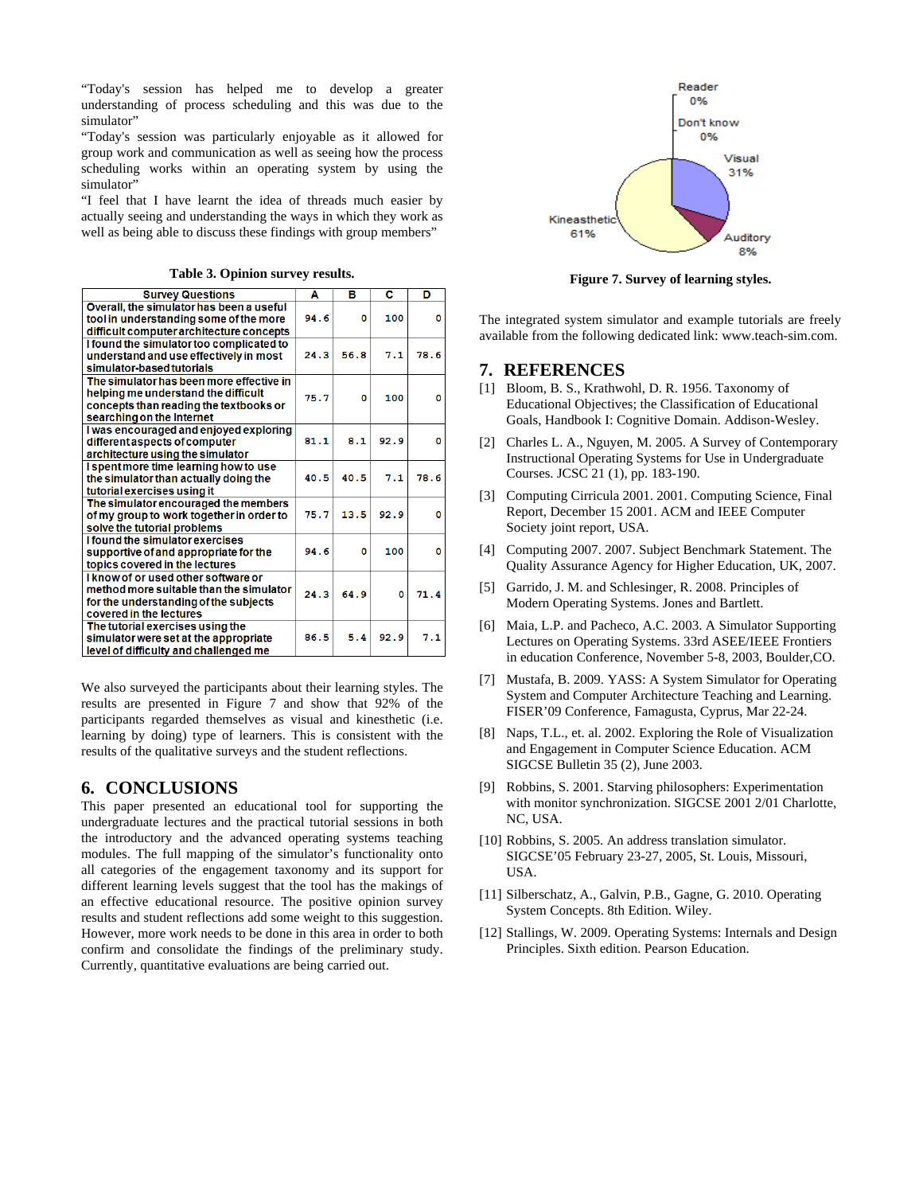"Today's session has helped me to develop a greater understanding of process scheduling and this was due to the simulator"

"Today's session was particularly enjoyable as it allowed for group work and communication as well as seeing how the process scheduling works within an operating system by using the simulator"

"I feel that I have learnt the idea of threads much easier by actually seeing and understanding the ways in which they work as well as being able to discuss these findings with group members"

**Table 3. Opinion survey results.**

| Survey Questions | A | B | C | D |
|---|---|---|---|---|
| Overall, the simulator has been a useful tool in understanding some of the more difficult computer architecture concepts | 94.6 | 0 | 100 | 0 |
| I found the simulator too complicated to understand and use effectively in most simulator-based tutorials | 24.3 | 56.8 | 7.1 | 78.6 |
| The simulator has been more effective in helping me understand the difficult concepts than reading the textbooks or searching on the Internet | 75.7 | 0 | 100 | 0 |
| I was encouraged and enjoyed exploring different aspects of computer architecture using the simulator | 81.1 | 8.1 | 92.9 | 0 |
| I spent more time learning how to use the simulator than actually doing the tutorial exercises using it | 40.5 | 40.5 | 7.1 | 78.6 |
| The simulator encouraged the members of my group to work together in order to solve the tutorial problems | 75.7 | 13.5 | 92.9 | 0 |
| I found the simulator exercises supportive of and appropriate for the topics covered in the lectures | 94.6 | 0 | 100 | 0 |
| I know of or used other software or method more suitable than the simulator for the understanding of the subjects covered in the lectures | 24.3 | 64.9 | 0 | 71.4 |
| The tutorial exercises using the simulator were set at the appropriate level of difficulty and challenged me | 86.5 | 5.4 | 92.9 | 7.1 |

We also surveyed the participants about their learning styles. The results are presented in Figure 7 and show that 92% of the participants regarded themselves as visual and kinesthetic (i.e. learning by doing) type of learners. This is consistent with the results of the qualitative surveys and the student reflections.

## 6. CONCLUSIONS

This paper presented an educational tool for supporting the undergraduate lectures and the practical tutorial sessions in both the introductory and the advanced operating systems teaching modules. The full mapping of the simulator's functionality onto all categories of the engagement taxonomy and its support for different learning levels suggest that the tool has the makings of an effective educational resource. The positive opinion survey results and student reflections add some weight to this suggestion. However, more work needs to be done in this area in order to both confirm and consolidate the findings of the preliminary study. Currently, quantitative evaluations are being carried out.

Reader
0%
Don't know
0%
Visual
31%
Auditory
8%
Kineasthetic
61%

**Figure 7. Survey of learning styles.**

The integrated system simulator and example tutorials are freely available from the following dedicated link: www.teach-sim.com.

## 7. REFERENCES

[1] Bloom, B. S., Krathwohl, D. R. 1956. Taxonomy of Educational Objectives; the Classification of Educational Goals, Handbook I: Cognitive Domain. Addison-Wesley.

[2] Charles L. A., Nguyen, M. 2005. A Survey of Contemporary Instructional Operating Systems for Use in Undergraduate Courses. JCSC 21 (1), pp. 183-190.

[3] Computing Cirricula 2001. 2001. Computing Science, Final Report, December 15 2001. ACM and IEEE Computer Society joint report, USA.

[4] Computing 2007. 2007. Subject Benchmark Statement. The Quality Assurance Agency for Higher Education, UK, 2007.

[5] Garrido, J. M. and Schlesinger, R. 2008. Principles of Modern Operating Systems. Jones and Bartlett.

[6] Maia, L.P. and Pacheco, A.C. 2003. A Simulator Supporting Lectures on Operating Systems. 33rd ASEE/IEEE Frontiers in education Conference, November 5-8, 2003, Boulder,CO.

[7] Mustafa, B. 2009. YASS: A System Simulator for Operating System and Computer Architecture Teaching and Learning. FISER'09 Conference, Famagusta, Cyprus, Mar 22-24.

[8] Naps, T.L., et. al. 2002. Exploring the Role of Visualization and Engagement in Computer Science Education. ACM SIGCSE Bulletin 35 (2), June 2003.

[9] Robbins, S. 2001. Starving philosophers: Experimentation with monitor synchronization. SIGCSE 2001 2/01 Charlotte, NC, USA.

[10] Robbins, S. 2005. An address translation simulator. SIGCSE'05 February 23-27, 2005, St. Louis, Missouri, USA.

[11] Silberschatz, A., Galvin, P.B., Gagne, G. 2010. Operating System Concepts. 8th Edition. Wiley.

[12] Stallings, W. 2009. Operating Systems: Internals and Design Principles. Sixth edition. Pearson Education.